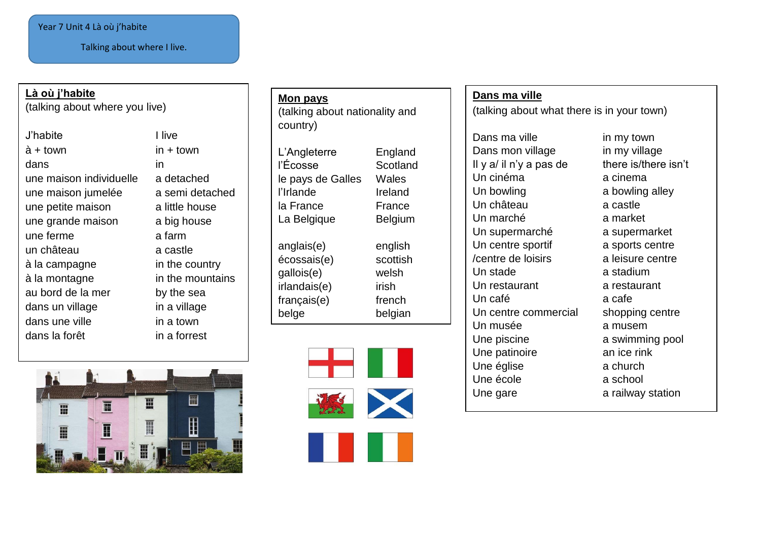Year 7 Unit 4 Là où j'habite

Talking about where I live.

## Là où j'habite

(talking about where you live)

| French | English |
|---|---|
| J'habite | I live |
| à + town | in + town |
| dans | in |
| une maison individuelle | a detached |
| une maison jumelée | a semi detached |
| une petite maison | a little house |
| une grande maison | a big house |
| une ferme | a farm |
| un château | a castle |
| à la campagne | in the country |
| à la montagne | in the mountains |
| au bord de la mer | by the sea |
| dans un village | in a village |
| dans une ville | in a town |
| dans la forêt | in a forrest |

## Mon pays

(talking about nationality and country)

| French | English |
|---|---|
| L'Angleterre | England |
| l'Écosse | Scotland |
| le pays de Galles | Wales |
| l'Irlande | Ireland |
| la France | France |
| La Belgique | Belgium |
| anglais(e) | english |
| écossais(e) | scottish |
| gallois(e) | welsh |
| irlandais(e) | irish |
| français(e) | french |
| belge | belgian |

## Dans ma ville

(talking about what there is in your town)

| French | English |
|---|---|
| Dans ma ville | in my town |
| Dans mon village | in my village |
| Il y a/ il n'y a pas de | there is/there isn't |
| Un cinéma | a cinema |
| Un bowling | a bowling alley |
| Un château | a castle |
| Un marché | a market |
| Un supermarché | a supermarket |
| Un centre sportif | a sports centre |
| /centre de loisirs | a leisure centre |
| Un stade | a stadium |
| Un restaurant | a restaurant |
| Un café | a cafe |
| Un centre commercial | shopping centre |
| Un musée | a musem |
| Une piscine | a swimming pool |
| Une patinoire | an ice rink |
| Une église | a church |
| Une école | a school |
| Une gare | a railway station |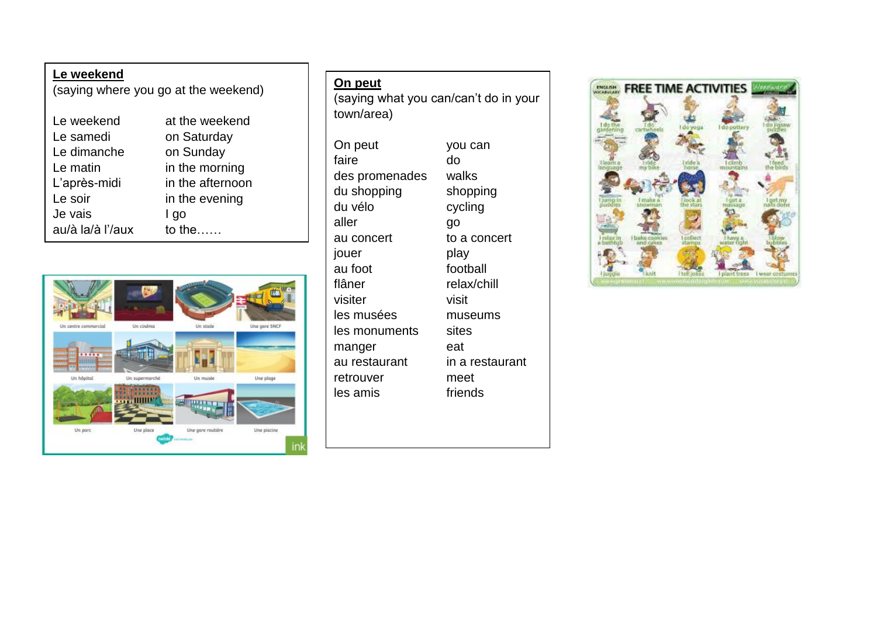## Le weekend

(saying where you go at the weekend)

| | |
|---|---|
| Le weekend | at the weekend |
| Le samedi | on Saturday |
| Le dimanche | on Sunday |
| Le matin | in the morning |
| L'après-midi | in the afternoon |
| Le soir | in the evening |
| Je vais | I go |
| au/à la/à l'/aux | to the…… |

## On peut

(saying what you can/can't do in your town/area)

| | |
|---|---|
| On peut | you can |
| faire | do |
| des promenades | walks |
| du shopping | shopping |
| du vélo | cycling |
| aller | go |
| au concert | to a concert |
| jouer | play |
| au foot | football |
| flâner | relax/chill |
| visiter | visit |
| les musées | museums |
| les monuments | sites |
| manger | eat |
| au restaurant | in a restaurant |
| retrouver | meet |
| les amis | friends |